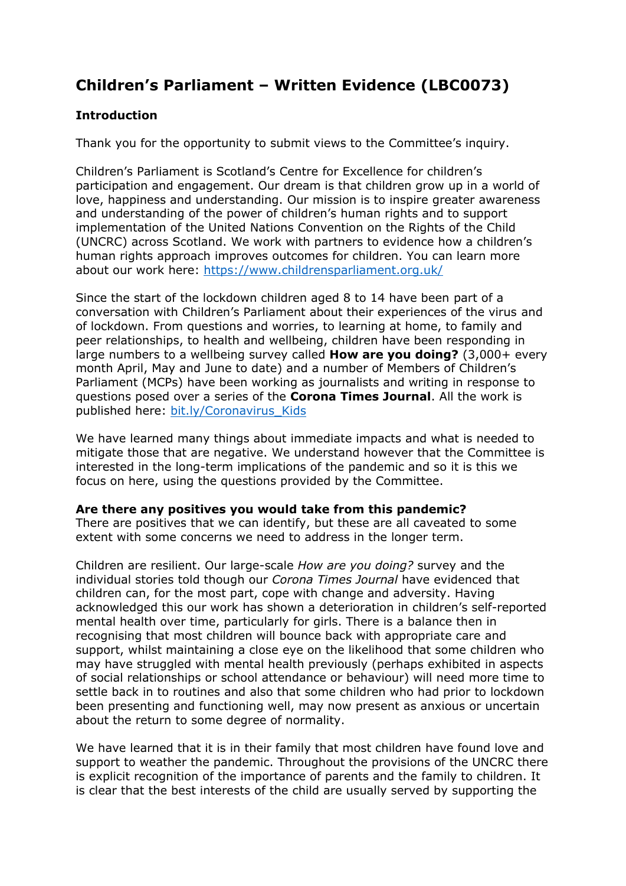# Children's Parliament – Written Evidence (LBC0073)

**Introduction**

Thank you for the opportunity to submit views to the Committee's inquiry.

Children's Parliament is Scotland's Centre for Excellence for children's participation and engagement. Our dream is that children grow up in a world of love, happiness and understanding. Our mission is to inspire greater awareness and understanding of the power of children's human rights and to support implementation of the United Nations Convention on the Rights of the Child (UNCRC) across Scotland. We work with partners to evidence how a children's human rights approach improves outcomes for children. You can learn more about our work here: [https://www.childrensparliament.org.uk/](https://www.childrensparliament.org.uk/)

Since the start of the lockdown children aged 8 to 14 have been part of a conversation with Children's Parliament about their experiences of the virus and of lockdown. From questions and worries, to learning at home, to family and peer relationships, to health and wellbeing, children have been responding in large numbers to a wellbeing survey called **How are you doing?** (3,000+ every month April, May and June to date) and a number of Members of Children's Parliament (MCPs) have been working as journalists and writing in response to questions posed over a series of the **Corona Times Journal**. All the work is published here: [bit.ly/Coronavirus_Kids](bit.ly/Coronavirus_Kids)

We have learned many things about immediate impacts and what is needed to mitigate those that are negative. We understand however that the Committee is interested in the long-term implications of the pandemic and so it is this we focus on here, using the questions provided by the Committee.

**Are there any positives you would take from this pandemic?**

There are positives that we can identify, but these are all caveated to some extent with some concerns we need to address in the longer term.

Children are resilient. Our large-scale *How are you doing?* survey and the individual stories told though our *Corona Times Journal* have evidenced that children can, for the most part, cope with change and adversity. Having acknowledged this our work has shown a deterioration in children's self-reported mental health over time, particularly for girls. There is a balance then in recognising that most children will bounce back with appropriate care and support, whilst maintaining a close eye on the likelihood that some children who may have struggled with mental health previously (perhaps exhibited in aspects of social relationships or school attendance or behaviour) will need more time to settle back in to routines and also that some children who had prior to lockdown been presenting and functioning well, may now present as anxious or uncertain about the return to some degree of normality.

We have learned that it is in their family that most children have found love and support to weather the pandemic. Throughout the provisions of the UNCRC there is explicit recognition of the importance of parents and the family to children. It is clear that the best interests of the child are usually served by supporting the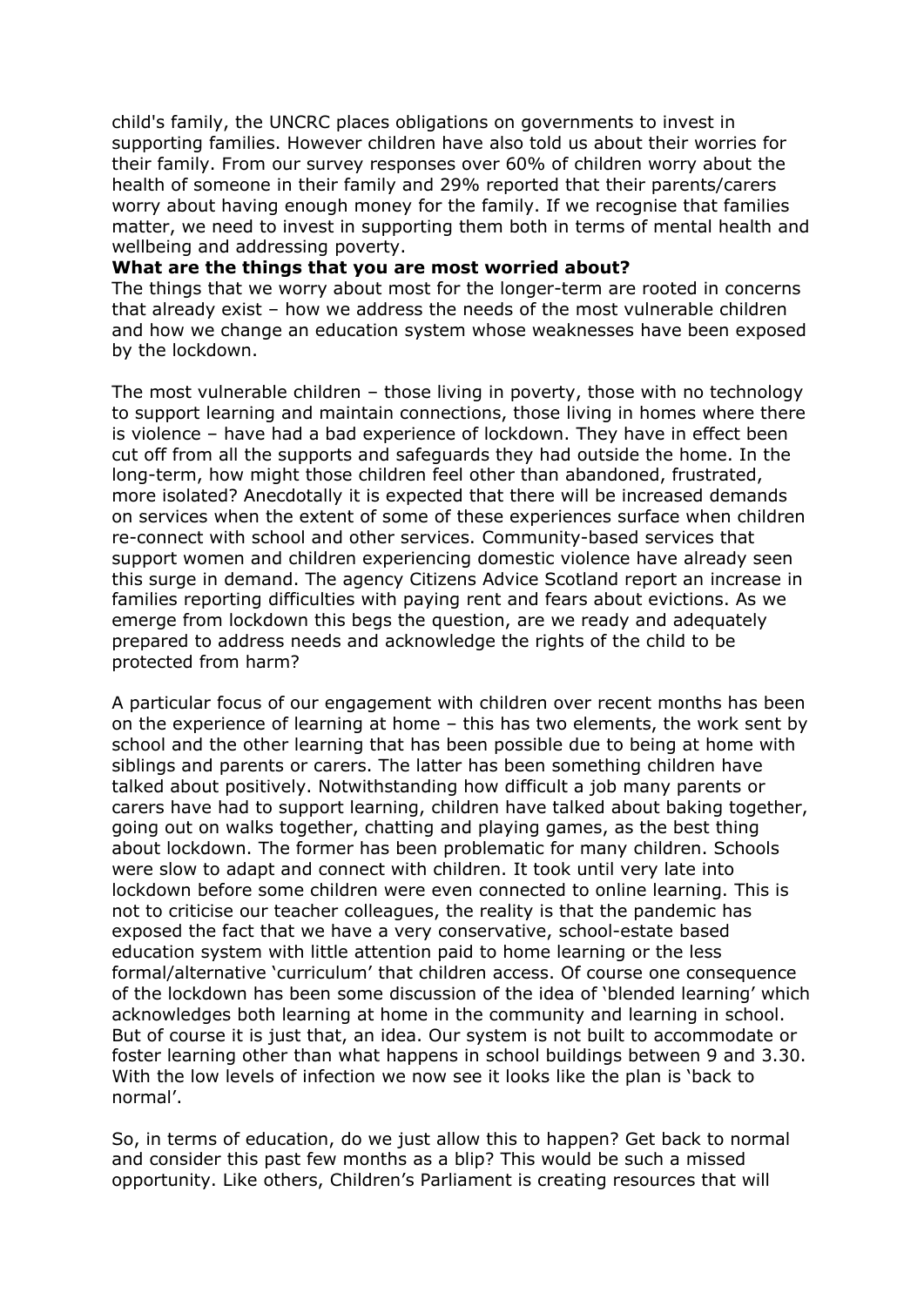child's family, the UNCRC places obligations on governments to invest in supporting families. However children have also told us about their worries for their family. From our survey responses over 60% of children worry about the health of someone in their family and 29% reported that their parents/carers worry about having enough money for the family. If we recognise that families matter, we need to invest in supporting them both in terms of mental health and wellbeing and addressing poverty.

**What are the things that you are most worried about?**

The things that we worry about most for the longer-term are rooted in concerns that already exist – how we address the needs of the most vulnerable children and how we change an education system whose weaknesses have been exposed by the lockdown.

The most vulnerable children – those living in poverty, those with no technology to support learning and maintain connections, those living in homes where there is violence – have had a bad experience of lockdown. They have in effect been cut off from all the supports and safeguards they had outside the home. In the long-term, how might those children feel other than abandoned, frustrated, more isolated? Anecdotally it is expected that there will be increased demands on services when the extent of some of these experiences surface when children re-connect with school and other services. Community-based services that support women and children experiencing domestic violence have already seen this surge in demand. The agency Citizens Advice Scotland report an increase in families reporting difficulties with paying rent and fears about evictions. As we emerge from lockdown this begs the question, are we ready and adequately prepared to address needs and acknowledge the rights of the child to be protected from harm?

A particular focus of our engagement with children over recent months has been on the experience of learning at home – this has two elements, the work sent by school and the other learning that has been possible due to being at home with siblings and parents or carers. The latter has been something children have talked about positively. Notwithstanding how difficult a job many parents or carers have had to support learning, children have talked about baking together, going out on walks together, chatting and playing games, as the best thing about lockdown. The former has been problematic for many children. Schools were slow to adapt and connect with children. It took until very late into lockdown before some children were even connected to online learning. This is not to criticise our teacher colleagues, the reality is that the pandemic has exposed the fact that we have a very conservative, school-estate based education system with little attention paid to home learning or the less formal/alternative 'curriculum' that children access. Of course one consequence of the lockdown has been some discussion of the idea of 'blended learning' which acknowledges both learning at home in the community and learning in school. But of course it is just that, an idea. Our system is not built to accommodate or foster learning other than what happens in school buildings between 9 and 3.30. With the low levels of infection we now see it looks like the plan is 'back to normal'.

So, in terms of education, do we just allow this to happen? Get back to normal and consider this past few months as a blip? This would be such a missed opportunity. Like others, Children's Parliament is creating resources that will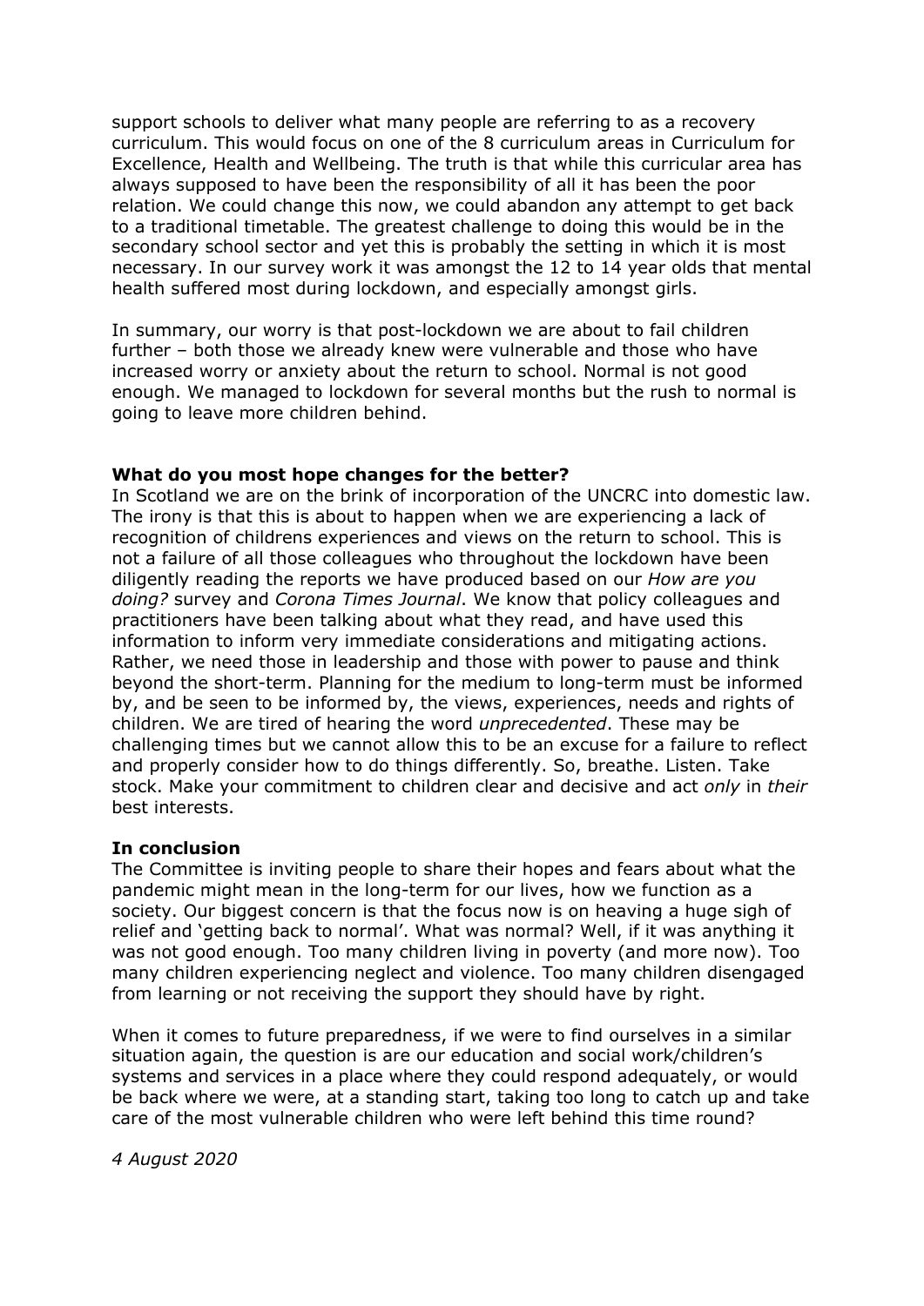support schools to deliver what many people are referring to as a recovery curriculum. This would focus on one of the 8 curriculum areas in Curriculum for Excellence, Health and Wellbeing. The truth is that while this curricular area has always supposed to have been the responsibility of all it has been the poor relation. We could change this now, we could abandon any attempt to get back to a traditional timetable. The greatest challenge to doing this would be in the secondary school sector and yet this is probably the setting in which it is most necessary. In our survey work it was amongst the 12 to 14 year olds that mental health suffered most during lockdown, and especially amongst girls.

In summary, our worry is that post-lockdown we are about to fail children further – both those we already knew were vulnerable and those who have increased worry or anxiety about the return to school. Normal is not good enough. We managed to lockdown for several months but the rush to normal is going to leave more children behind.

**What do you most hope changes for the better?**

In Scotland we are on the brink of incorporation of the UNCRC into domestic law. The irony is that this is about to happen when we are experiencing a lack of recognition of childrens experiences and views on the return to school. This is not a failure of all those colleagues who throughout the lockdown have been diligently reading the reports we have produced based on our *How are you doing?* survey and *Corona Times Journal*. We know that policy colleagues and practitioners have been talking about what they read, and have used this information to inform very immediate considerations and mitigating actions. Rather, we need those in leadership and those with power to pause and think beyond the short-term. Planning for the medium to long-term must be informed by, and be seen to be informed by, the views, experiences, needs and rights of children. We are tired of hearing the word *unprecedented*. These may be challenging times but we cannot allow this to be an excuse for a failure to reflect and properly consider how to do things differently. So, breathe. Listen. Take stock. Make your commitment to children clear and decisive and act *only* in *their* best interests.

**In conclusion**

The Committee is inviting people to share their hopes and fears about what the pandemic might mean in the long-term for our lives, how we function as a society. Our biggest concern is that the focus now is on heaving a huge sigh of relief and 'getting back to normal'. What was normal? Well, if it was anything it was not good enough. Too many children living in poverty (and more now). Too many children experiencing neglect and violence. Too many children disengaged from learning or not receiving the support they should have by right.

When it comes to future preparedness, if we were to find ourselves in a similar situation again, the question is are our education and social work/children's systems and services in a place where they could respond adequately, or would be back where we were, at a standing start, taking too long to catch up and take care of the most vulnerable children who were left behind this time round?

*4 August 2020*